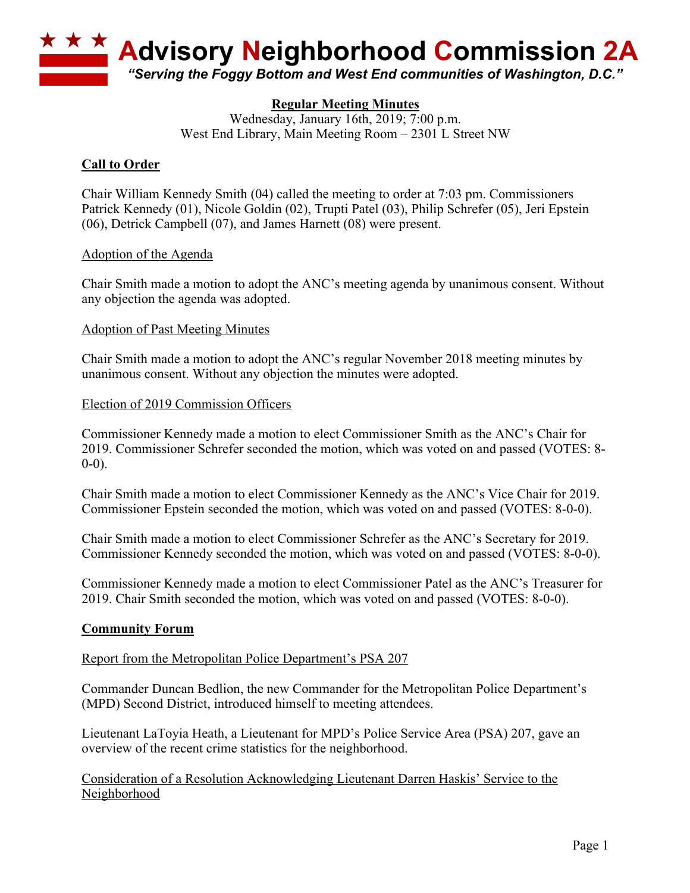# Advisory Neighborhood Commission 2A

*"Serving the Foggy Bottom and West End communities of Washington, D.C."*

**Regular Meeting Minutes**

Wednesday, January 16th, 2019; 7:00 p.m.
West End Library, Main Meeting Room – 2301 L Street NW

## Call to Order

Chair William Kennedy Smith (04) called the meeting to order at 7:03 pm. Commissioners Patrick Kennedy (01), Nicole Goldin (02), Trupti Patel (03), Philip Schrefer (05), Jeri Epstein (06), Detrick Campbell (07), and James Harnett (08) were present.

### Adoption of the Agenda

Chair Smith made a motion to adopt the ANC's meeting agenda by unanimous consent. Without any objection the agenda was adopted.

### Adoption of Past Meeting Minutes

Chair Smith made a motion to adopt the ANC's regular November 2018 meeting minutes by unanimous consent. Without any objection the minutes were adopted.

### Election of 2019 Commission Officers

Commissioner Kennedy made a motion to elect Commissioner Smith as the ANC's Chair for 2019. Commissioner Schrefer seconded the motion, which was voted on and passed (VOTES: 8-0-0).

Chair Smith made a motion to elect Commissioner Kennedy as the ANC's Vice Chair for 2019. Commissioner Epstein seconded the motion, which was voted on and passed (VOTES: 8-0-0).

Chair Smith made a motion to elect Commissioner Schrefer as the ANC's Secretary for 2019. Commissioner Kennedy seconded the motion, which was voted on and passed (VOTES: 8-0-0).

Commissioner Kennedy made a motion to elect Commissioner Patel as the ANC's Treasurer for 2019. Chair Smith seconded the motion, which was voted on and passed (VOTES: 8-0-0).

## Community Forum

### Report from the Metropolitan Police Department's PSA 207

Commander Duncan Bedlion, the new Commander for the Metropolitan Police Department's (MPD) Second District, introduced himself to meeting attendees.

Lieutenant LaToyia Heath, a Lieutenant for MPD's Police Service Area (PSA) 207, gave an overview of the recent crime statistics for the neighborhood.

### Consideration of a Resolution Acknowledging Lieutenant Darren Haskis' Service to the Neighborhood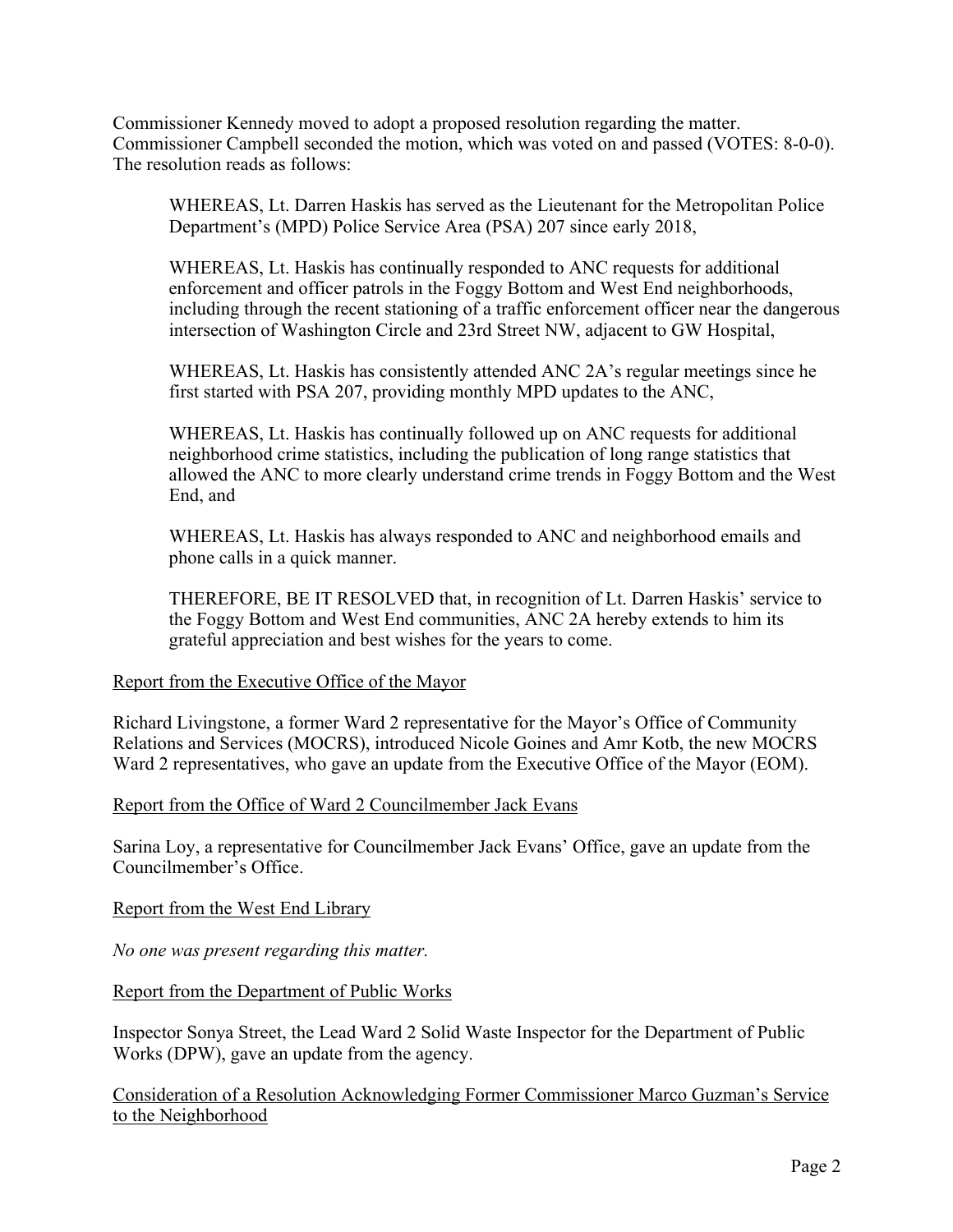Commissioner Kennedy moved to adopt a proposed resolution regarding the matter. Commissioner Campbell seconded the motion, which was voted on and passed (VOTES: 8-0-0). The resolution reads as follows:

> WHEREAS, Lt. Darren Haskis has served as the Lieutenant for the Metropolitan Police Department's (MPD) Police Service Area (PSA) 207 since early 2018,
>
> WHEREAS, Lt. Haskis has continually responded to ANC requests for additional enforcement and officer patrols in the Foggy Bottom and West End neighborhoods, including through the recent stationing of a traffic enforcement officer near the dangerous intersection of Washington Circle and 23rd Street NW, adjacent to GW Hospital,
>
> WHEREAS, Lt. Haskis has consistently attended ANC 2A's regular meetings since he first started with PSA 207, providing monthly MPD updates to the ANC,
>
> WHEREAS, Lt. Haskis has continually followed up on ANC requests for additional neighborhood crime statistics, including the publication of long range statistics that allowed the ANC to more clearly understand crime trends in Foggy Bottom and the West End, and
>
> WHEREAS, Lt. Haskis has always responded to ANC and neighborhood emails and phone calls in a quick manner.
>
> THEREFORE, BE IT RESOLVED that, in recognition of Lt. Darren Haskis' service to the Foggy Bottom and West End communities, ANC 2A hereby extends to him its grateful appreciation and best wishes for the years to come.

Report from the Executive Office of the Mayor

Richard Livingstone, a former Ward 2 representative for the Mayor's Office of Community Relations and Services (MOCRS), introduced Nicole Goines and Amr Kotb, the new MOCRS Ward 2 representatives, who gave an update from the Executive Office of the Mayor (EOM).

Report from the Office of Ward 2 Councilmember Jack Evans

Sarina Loy, a representative for Councilmember Jack Evans' Office, gave an update from the Councilmember's Office.

Report from the West End Library

*No one was present regarding this matter.*

Report from the Department of Public Works

Inspector Sonya Street, the Lead Ward 2 Solid Waste Inspector for the Department of Public Works (DPW), gave an update from the agency.

Consideration of a Resolution Acknowledging Former Commissioner Marco Guzman's Service to the Neighborhood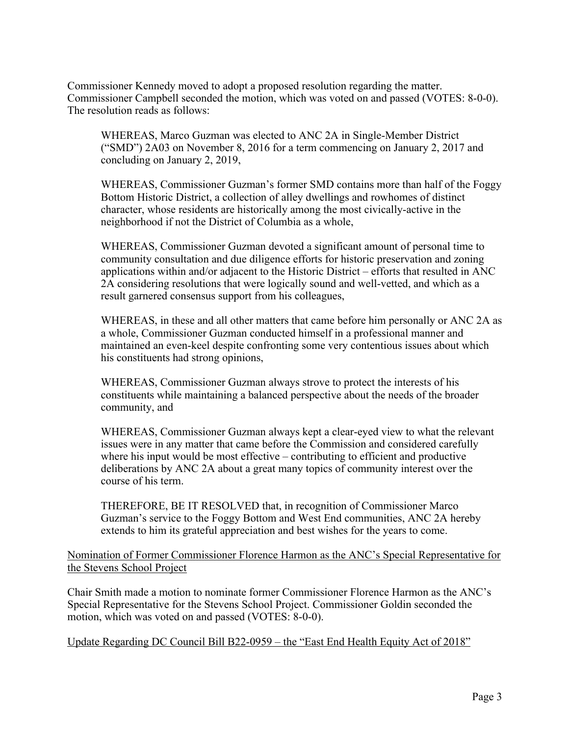Commissioner Kennedy moved to adopt a proposed resolution regarding the matter. Commissioner Campbell seconded the motion, which was voted on and passed (VOTES: 8-0-0). The resolution reads as follows:

> WHEREAS, Marco Guzman was elected to ANC 2A in Single-Member District ("SMD") 2A03 on November 8, 2016 for a term commencing on January 2, 2017 and concluding on January 2, 2019,
>
> WHEREAS, Commissioner Guzman's former SMD contains more than half of the Foggy Bottom Historic District, a collection of alley dwellings and rowhomes of distinct character, whose residents are historically among the most civically-active in the neighborhood if not the District of Columbia as a whole,
>
> WHEREAS, Commissioner Guzman devoted a significant amount of personal time to community consultation and due diligence efforts for historic preservation and zoning applications within and/or adjacent to the Historic District – efforts that resulted in ANC 2A considering resolutions that were logically sound and well-vetted, and which as a result garnered consensus support from his colleagues,
>
> WHEREAS, in these and all other matters that came before him personally or ANC 2A as a whole, Commissioner Guzman conducted himself in a professional manner and maintained an even-keel despite confronting some very contentious issues about which his constituents had strong opinions,
>
> WHEREAS, Commissioner Guzman always strove to protect the interests of his constituents while maintaining a balanced perspective about the needs of the broader community, and
>
> WHEREAS, Commissioner Guzman always kept a clear-eyed view to what the relevant issues were in any matter that came before the Commission and considered carefully where his input would be most effective – contributing to efficient and productive deliberations by ANC 2A about a great many topics of community interest over the course of his term.
>
> THEREFORE, BE IT RESOLVED that, in recognition of Commissioner Marco Guzman's service to the Foggy Bottom and West End communities, ANC 2A hereby extends to him its grateful appreciation and best wishes for the years to come.

<u>Nomination of Former Commissioner Florence Harmon as the ANC's Special Representative for the Stevens School Project</u>

Chair Smith made a motion to nominate former Commissioner Florence Harmon as the ANC's Special Representative for the Stevens School Project. Commissioner Goldin seconded the motion, which was voted on and passed (VOTES: 8-0-0).

<u>Update Regarding DC Council Bill B22-0959 – the "East End Health Equity Act of 2018"</u>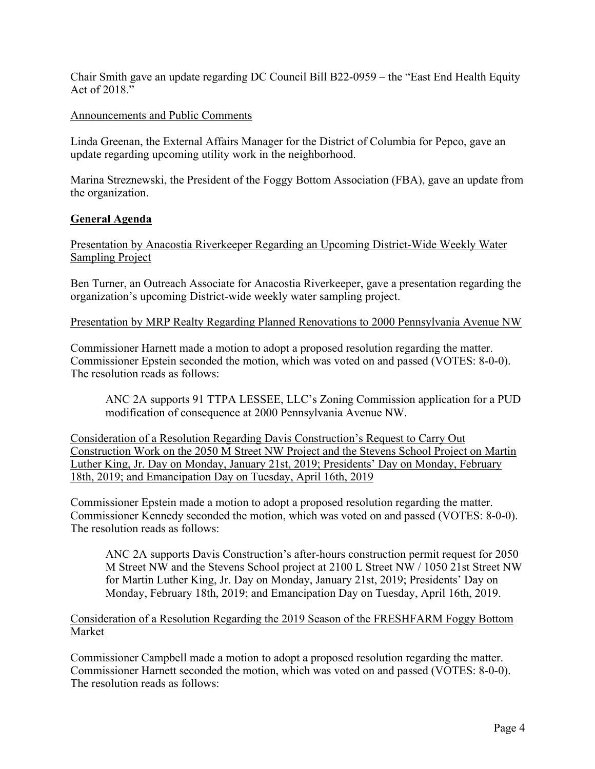Chair Smith gave an update regarding DC Council Bill B22-0959 – the "East End Health Equity Act of 2018."

<u>Announcements and Public Comments</u>

Linda Greenan, the External Affairs Manager for the District of Columbia for Pepco, gave an update regarding upcoming utility work in the neighborhood.

Marina Streznewski, the President of the Foggy Bottom Association (FBA), gave an update from the organization.

## General Agenda

<u>Presentation by Anacostia Riverkeeper Regarding an Upcoming District-Wide Weekly Water Sampling Project</u>

Ben Turner, an Outreach Associate for Anacostia Riverkeeper, gave a presentation regarding the organization's upcoming District-wide weekly water sampling project.

<u>Presentation by MRP Realty Regarding Planned Renovations to 2000 Pennsylvania Avenue NW</u>

Commissioner Harnett made a motion to adopt a proposed resolution regarding the matter. Commissioner Epstein seconded the motion, which was voted on and passed (VOTES: 8-0-0). The resolution reads as follows:

> ANC 2A supports 91 TTPA LESSEE, LLC's Zoning Commission application for a PUD modification of consequence at 2000 Pennsylvania Avenue NW.

<u>Consideration of a Resolution Regarding Davis Construction's Request to Carry Out Construction Work on the 2050 M Street NW Project and the Stevens School Project on Martin Luther King, Jr. Day on Monday, January 21st, 2019; Presidents' Day on Monday, February 18th, 2019; and Emancipation Day on Tuesday, April 16th, 2019</u>

Commissioner Epstein made a motion to adopt a proposed resolution regarding the matter. Commissioner Kennedy seconded the motion, which was voted on and passed (VOTES: 8-0-0). The resolution reads as follows:

> ANC 2A supports Davis Construction's after-hours construction permit request for 2050 M Street NW and the Stevens School project at 2100 L Street NW / 1050 21st Street NW for Martin Luther King, Jr. Day on Monday, January 21st, 2019; Presidents' Day on Monday, February 18th, 2019; and Emancipation Day on Tuesday, April 16th, 2019.

<u>Consideration of a Resolution Regarding the 2019 Season of the FRESHFARM Foggy Bottom Market</u>

Commissioner Campbell made a motion to adopt a proposed resolution regarding the matter. Commissioner Harnett seconded the motion, which was voted on and passed (VOTES: 8-0-0). The resolution reads as follows: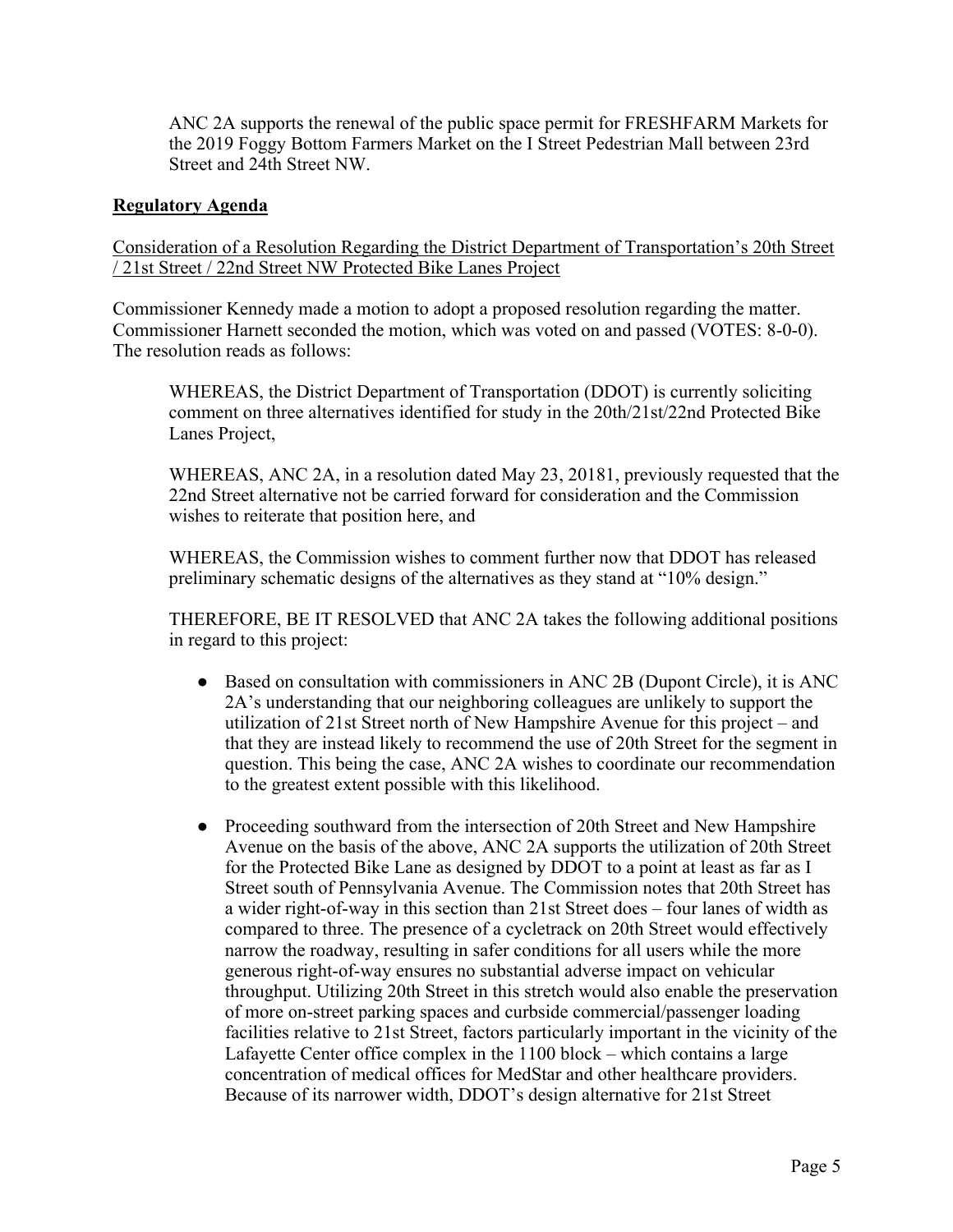ANC 2A supports the renewal of the public space permit for FRESHFARM Markets for the 2019 Foggy Bottom Farmers Market on the I Street Pedestrian Mall between 23rd Street and 24th Street NW.

**Regulatory Agenda**

Consideration of a Resolution Regarding the District Department of Transportation's 20th Street / 21st Street / 22nd Street NW Protected Bike Lanes Project

Commissioner Kennedy made a motion to adopt a proposed resolution regarding the matter. Commissioner Harnett seconded the motion, which was voted on and passed (VOTES: 8-0-0). The resolution reads as follows:

> WHEREAS, the District Department of Transportation (DDOT) is currently soliciting comment on three alternatives identified for study in the 20th/21st/22nd Protected Bike Lanes Project,
>
> WHEREAS, ANC 2A, in a resolution dated May 23, 20181, previously requested that the 22nd Street alternative not be carried forward for consideration and the Commission wishes to reiterate that position here, and
>
> WHEREAS, the Commission wishes to comment further now that DDOT has released preliminary schematic designs of the alternatives as they stand at "10% design."
>
> THEREFORE, BE IT RESOLVED that ANC 2A takes the following additional positions in regard to this project:
>
> - Based on consultation with commissioners in ANC 2B (Dupont Circle), it is ANC 2A's understanding that our neighboring colleagues are unlikely to support the utilization of 21st Street north of New Hampshire Avenue for this project – and that they are instead likely to recommend the use of 20th Street for the segment in question. This being the case, ANC 2A wishes to coordinate our recommendation to the greatest extent possible with this likelihood.
>
> - Proceeding southward from the intersection of 20th Street and New Hampshire Avenue on the basis of the above, ANC 2A supports the utilization of 20th Street for the Protected Bike Lane as designed by DDOT to a point at least as far as I Street south of Pennsylvania Avenue. The Commission notes that 20th Street has a wider right-of-way in this section than 21st Street does – four lanes of width as compared to three. The presence of a cycletrack on 20th Street would effectively narrow the roadway, resulting in safer conditions for all users while the more generous right-of-way ensures no substantial adverse impact on vehicular throughput. Utilizing 20th Street in this stretch would also enable the preservation of more on-street parking spaces and curbside commercial/passenger loading facilities relative to 21st Street, factors particularly important in the vicinity of the Lafayette Center office complex in the 1100 block – which contains a large concentration of medical offices for MedStar and other healthcare providers. Because of its narrower width, DDOT's design alternative for 21st Street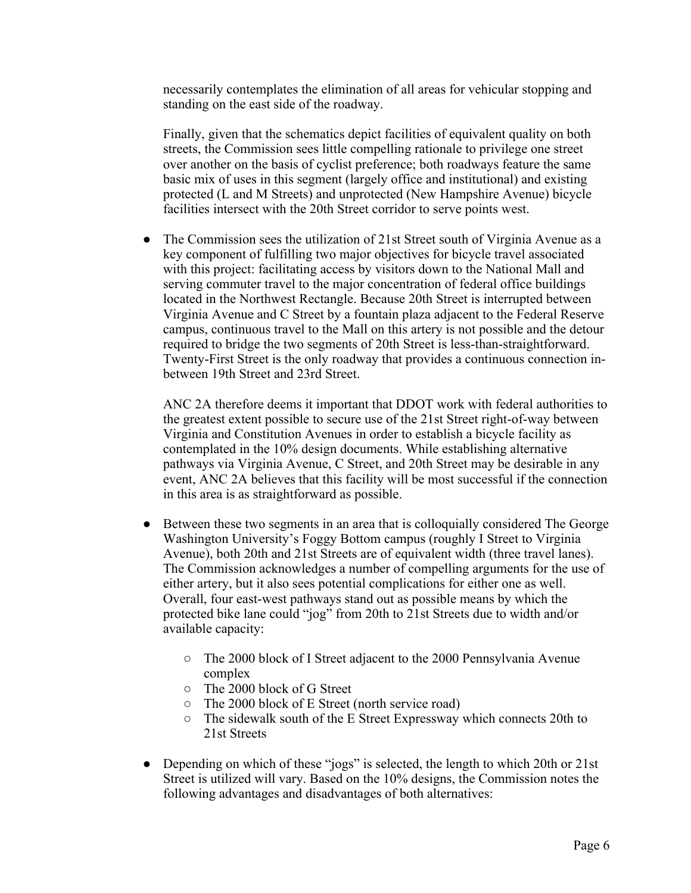necessarily contemplates the elimination of all areas for vehicular stopping and standing on the east side of the roadway.

Finally, given that the schematics depict facilities of equivalent quality on both streets, the Commission sees little compelling rationale to privilege one street over another on the basis of cyclist preference; both roadways feature the same basic mix of uses in this segment (largely office and institutional) and existing protected (L and M Streets) and unprotected (New Hampshire Avenue) bicycle facilities intersect with the 20th Street corridor to serve points west.

- The Commission sees the utilization of 21st Street south of Virginia Avenue as a key component of fulfilling two major objectives for bicycle travel associated with this project: facilitating access by visitors down to the National Mall and serving commuter travel to the major concentration of federal office buildings located in the Northwest Rectangle. Because 20th Street is interrupted between Virginia Avenue and C Street by a fountain plaza adjacent to the Federal Reserve campus, continuous travel to the Mall on this artery is not possible and the detour required to bridge the two segments of 20th Street is less-than-straightforward. Twenty-First Street is the only roadway that provides a continuous connection in-between 19th Street and 23rd Street.

  ANC 2A therefore deems it important that DDOT work with federal authorities to the greatest extent possible to secure use of the 21st Street right-of-way between Virginia and Constitution Avenues in order to establish a bicycle facility as contemplated in the 10% design documents. While establishing alternative pathways via Virginia Avenue, C Street, and 20th Street may be desirable in any event, ANC 2A believes that this facility will be most successful if the connection in this area is as straightforward as possible.

- Between these two segments in an area that is colloquially considered The George Washington University's Foggy Bottom campus (roughly I Street to Virginia Avenue), both 20th and 21st Streets are of equivalent width (three travel lanes). The Commission acknowledges a number of compelling arguments for the use of either artery, but it also sees potential complications for either one as well. Overall, four east-west pathways stand out as possible means by which the protected bike lane could "jog" from 20th to 21st Streets due to width and/or available capacity:

  - The 2000 block of I Street adjacent to the 2000 Pennsylvania Avenue complex
  - The 2000 block of G Street
  - The 2000 block of E Street (north service road)
  - The sidewalk south of the E Street Expressway which connects 20th to 21st Streets

- Depending on which of these "jogs" is selected, the length to which 20th or 21st Street is utilized will vary. Based on the 10% designs, the Commission notes the following advantages and disadvantages of both alternatives: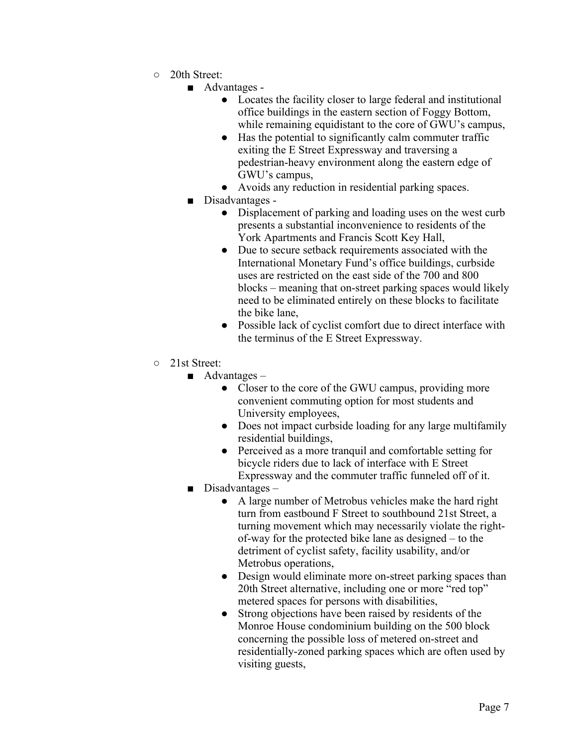- 20th Street:
    - Advantages -
        - Locates the facility closer to large federal and institutional office buildings in the eastern section of Foggy Bottom, while remaining equidistant to the core of GWU's campus,
        - Has the potential to significantly calm commuter traffic exiting the E Street Expressway and traversing a pedestrian-heavy environment along the eastern edge of GWU's campus,
        - Avoids any reduction in residential parking spaces.
    - Disadvantages -
        - Displacement of parking and loading uses on the west curb presents a substantial inconvenience to residents of the York Apartments and Francis Scott Key Hall,
        - Due to secure setback requirements associated with the International Monetary Fund's office buildings, curbside uses are restricted on the east side of the 700 and 800 blocks – meaning that on-street parking spaces would likely need to be eliminated entirely on these blocks to facilitate the bike lane,
        - Possible lack of cyclist comfort due to direct interface with the terminus of the E Street Expressway.

- 21st Street:
    - Advantages –
        - Closer to the core of the GWU campus, providing more convenient commuting option for most students and University employees,
        - Does not impact curbside loading for any large multifamily residential buildings,
        - Perceived as a more tranquil and comfortable setting for bicycle riders due to lack of interface with E Street Expressway and the commuter traffic funneled off of it.
    - Disadvantages –
        - A large number of Metrobus vehicles make the hard right turn from eastbound F Street to southbound 21st Street, a turning movement which may necessarily violate the right-of-way for the protected bike lane as designed – to the detriment of cyclist safety, facility usability, and/or Metrobus operations,
        - Design would eliminate more on-street parking spaces than 20th Street alternative, including one or more "red top" metered spaces for persons with disabilities,
        - Strong objections have been raised by residents of the Monroe House condominium building on the 500 block concerning the possible loss of metered on-street and residentially-zoned parking spaces which are often used by visiting guests,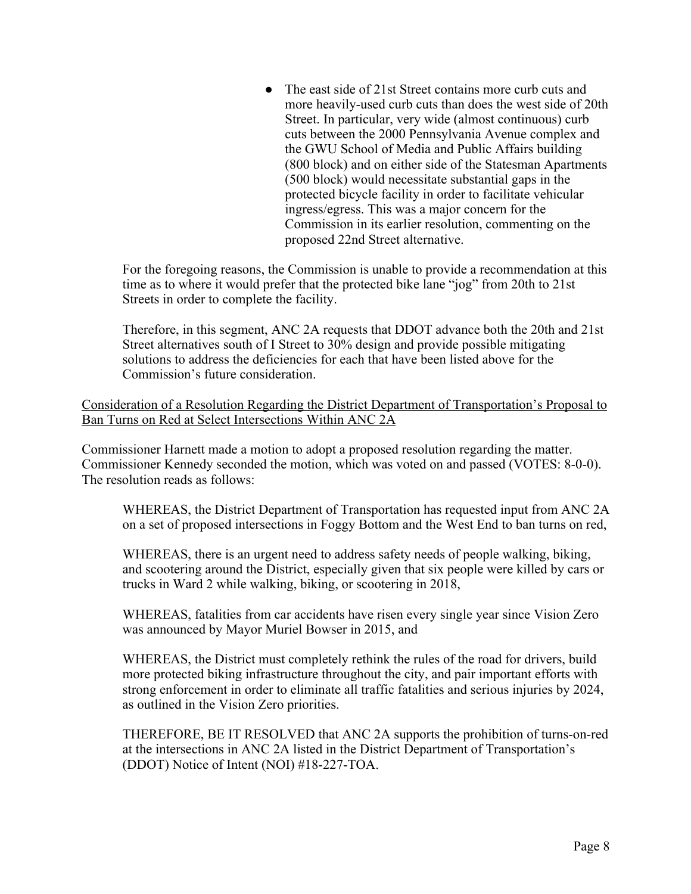- The east side of 21st Street contains more curb cuts and more heavily-used curb cuts than does the west side of 20th Street. In particular, very wide (almost continuous) curb cuts between the 2000 Pennsylvania Avenue complex and the GWU School of Media and Public Affairs building (800 block) and on either side of the Statesman Apartments (500 block) would necessitate substantial gaps in the protected bicycle facility in order to facilitate vehicular ingress/egress. This was a major concern for the Commission in its earlier resolution, commenting on the proposed 22nd Street alternative.

For the foregoing reasons, the Commission is unable to provide a recommendation at this time as to where it would prefer that the protected bike lane "jog" from 20th to 21st Streets in order to complete the facility.

Therefore, in this segment, ANC 2A requests that DDOT advance both the 20th and 21st Street alternatives south of I Street to 30% design and provide possible mitigating solutions to address the deficiencies for each that have been listed above for the Commission's future consideration.

<u>Consideration of a Resolution Regarding the District Department of Transportation's Proposal to Ban Turns on Red at Select Intersections Within ANC 2A</u>

Commissioner Harnett made a motion to adopt a proposed resolution regarding the matter. Commissioner Kennedy seconded the motion, which was voted on and passed (VOTES: 8-0-0). The resolution reads as follows:

WHEREAS, the District Department of Transportation has requested input from ANC 2A on a set of proposed intersections in Foggy Bottom and the West End to ban turns on red,

WHEREAS, there is an urgent need to address safety needs of people walking, biking, and scootering around the District, especially given that six people were killed by cars or trucks in Ward 2 while walking, biking, or scootering in 2018,

WHEREAS, fatalities from car accidents have risen every single year since Vision Zero was announced by Mayor Muriel Bowser in 2015, and

WHEREAS, the District must completely rethink the rules of the road for drivers, build more protected biking infrastructure throughout the city, and pair important efforts with strong enforcement in order to eliminate all traffic fatalities and serious injuries by 2024, as outlined in the Vision Zero priorities.

THEREFORE, BE IT RESOLVED that ANC 2A supports the prohibition of turns-on-red at the intersections in ANC 2A listed in the District Department of Transportation's (DDOT) Notice of Intent (NOI) #18-227-TOA.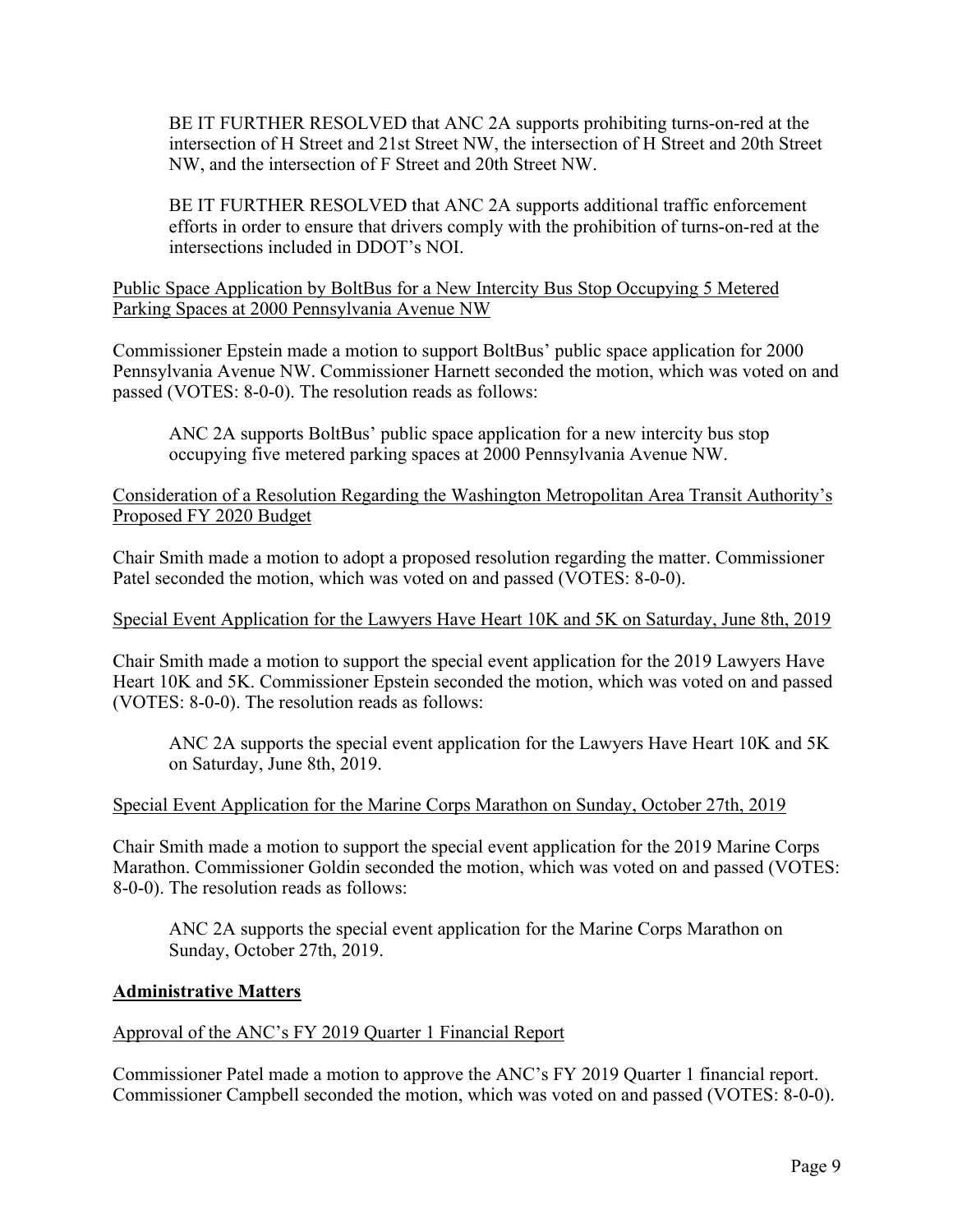BE IT FURTHER RESOLVED that ANC 2A supports prohibiting turns-on-red at the intersection of H Street and 21st Street NW, the intersection of H Street and 20th Street NW, and the intersection of F Street and 20th Street NW.

BE IT FURTHER RESOLVED that ANC 2A supports additional traffic enforcement efforts in order to ensure that drivers comply with the prohibition of turns-on-red at the intersections included in DDOT's NOI.

<u>Public Space Application by BoltBus for a New Intercity Bus Stop Occupying 5 Metered Parking Spaces at 2000 Pennsylvania Avenue NW</u>

Commissioner Epstein made a motion to support BoltBus' public space application for 2000 Pennsylvania Avenue NW. Commissioner Harnett seconded the motion, which was voted on and passed (VOTES: 8-0-0). The resolution reads as follows:

ANC 2A supports BoltBus' public space application for a new intercity bus stop occupying five metered parking spaces at 2000 Pennsylvania Avenue NW.

<u>Consideration of a Resolution Regarding the Washington Metropolitan Area Transit Authority's Proposed FY 2020 Budget</u>

Chair Smith made a motion to adopt a proposed resolution regarding the matter. Commissioner Patel seconded the motion, which was voted on and passed (VOTES: 8-0-0).

<u>Special Event Application for the Lawyers Have Heart 10K and 5K on Saturday, June 8th, 2019</u>

Chair Smith made a motion to support the special event application for the 2019 Lawyers Have Heart 10K and 5K. Commissioner Epstein seconded the motion, which was voted on and passed (VOTES: 8-0-0). The resolution reads as follows:

ANC 2A supports the special event application for the Lawyers Have Heart 10K and 5K on Saturday, June 8th, 2019.

<u>Special Event Application for the Marine Corps Marathon on Sunday, October 27th, 2019</u>

Chair Smith made a motion to support the special event application for the 2019 Marine Corps Marathon. Commissioner Goldin seconded the motion, which was voted on and passed (VOTES: 8-0-0). The resolution reads as follows:

ANC 2A supports the special event application for the Marine Corps Marathon on Sunday, October 27th, 2019.

**<u>Administrative Matters</u>**

<u>Approval of the ANC's FY 2019 Quarter 1 Financial Report</u>

Commissioner Patel made a motion to approve the ANC's FY 2019 Quarter 1 financial report. Commissioner Campbell seconded the motion, which was voted on and passed (VOTES: 8-0-0).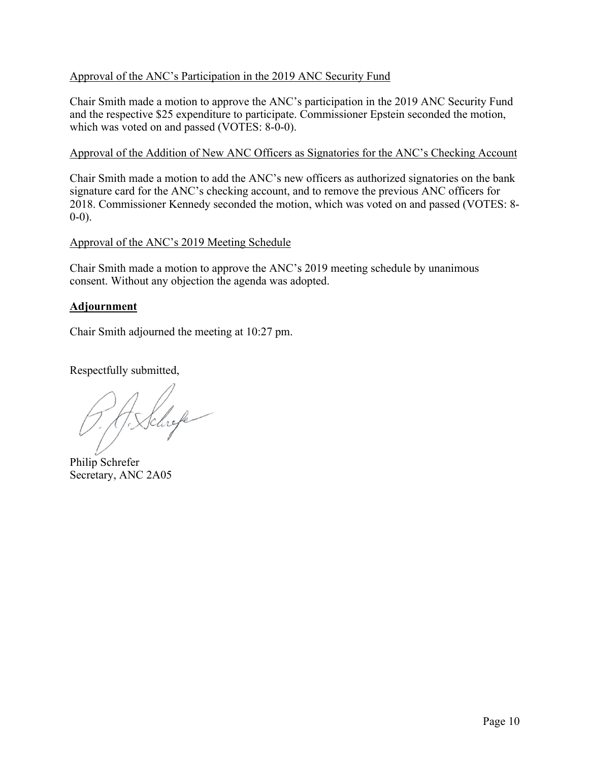Approval of the ANC's Participation in the 2019 ANC Security Fund

Chair Smith made a motion to approve the ANC's participation in the 2019 ANC Security Fund and the respective $25 expenditure to participate. Commissioner Epstein seconded the motion, which was voted on and passed (VOTES: 8-0-0).

Approval of the Addition of New ANC Officers as Signatories for the ANC's Checking Account

Chair Smith made a motion to add the ANC's new officers as authorized signatories on the bank signature card for the ANC's checking account, and to remove the previous ANC officers for 2018. Commissioner Kennedy seconded the motion, which was voted on and passed (VOTES: 8-0-0).

Approval of the ANC's 2019 Meeting Schedule

Chair Smith made a motion to approve the ANC's 2019 meeting schedule by unanimous consent. Without any objection the agenda was adopted.

**Adjournment**

Chair Smith adjourned the meeting at 10:27 pm.

Respectfully submitted,

Philip Schrefer
Secretary, ANC 2A05